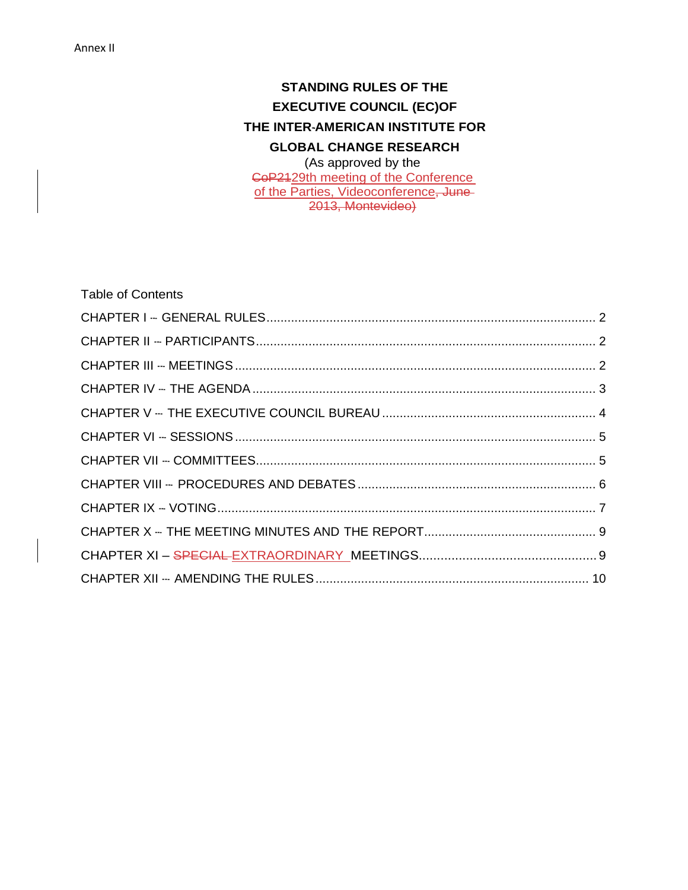Annex II

# STANDING RULES OF THE EXECUTIVE COUNCIL (EC)OF THE INTER-AMERICAN INSTITUTE FOR GLOBAL CHANGE RESEARCH

(As approved by the ~~CoP21~~29th meeting of the Conference of the Parties, Videoconference~~, June 2013, Montevideo)~~

Table of Contents

CHAPTER I -- GENERAL RULES ..... 2
CHAPTER II -- PARTICIPANTS ..... 2
CHAPTER III -- MEETINGS ..... 2
CHAPTER IV -- THE AGENDA ..... 3
CHAPTER V -- THE EXECUTIVE COUNCIL BUREAU ..... 4
CHAPTER VI -- SESSIONS ..... 5
CHAPTER VII -- COMMITTEES ..... 5
CHAPTER VIII -- PROCEDURES AND DEBATES ..... 6
CHAPTER IX -- VOTING ..... 7
CHAPTER X -- THE MEETING MINUTES AND THE REPORT ..... 9
CHAPTER XI – ~~SPECIAL~~ EXTRAORDINARY MEETINGS ..... 9
CHAPTER XII -- AMENDING THE RULES ..... 10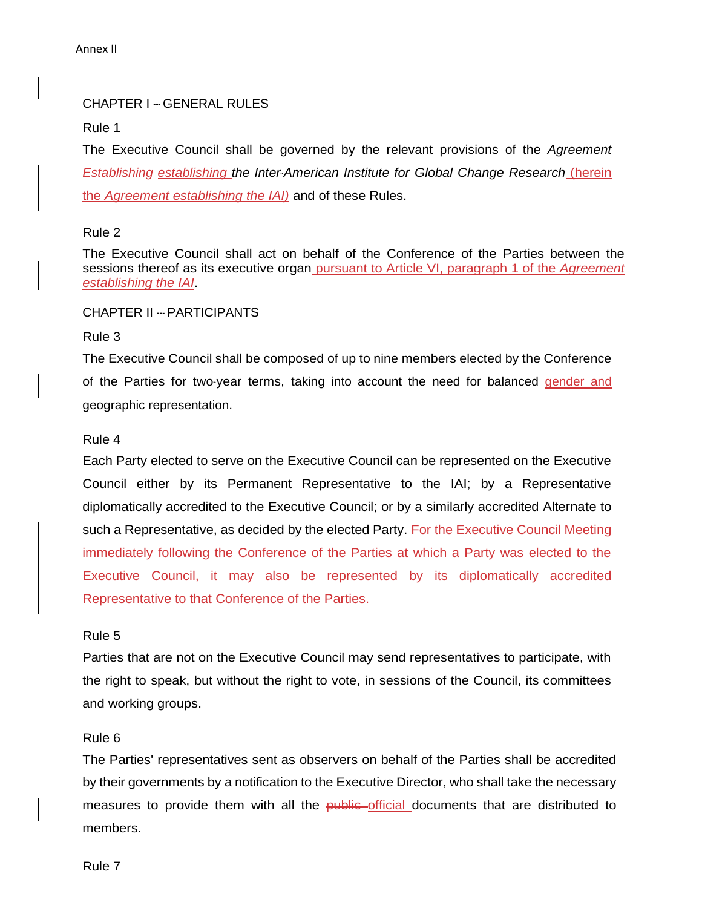Annex II

CHAPTER I – GENERAL RULES

Rule 1

The Executive Council shall be governed by the relevant provisions of the *Agreement* ~~*Establishing*~~ *establishing the Inter-American Institute for Global Change Research* (herein the *Agreement establishing the IAI*) and of these Rules.

Rule 2

The Executive Council shall act on behalf of the Conference of the Parties between the sessions thereof as its executive organ pursuant to Article VI, paragraph 1 of the *Agreement establishing the IAI*.

CHAPTER II – PARTICIPANTS

Rule 3

The Executive Council shall be composed of up to nine members elected by the Conference of the Parties for two-year terms, taking into account the need for balanced gender and geographic representation.

Rule 4

Each Party elected to serve on the Executive Council can be represented on the Executive Council either by its Permanent Representative to the IAI; by a Representative diplomatically accredited to the Executive Council; or by a similarly accredited Alternate to such a Representative, as decided by the elected Party. ~~For the Executive Council Meeting immediately following the Conference of the Parties at which a Party was elected to the Executive Council, it may also be represented by its diplomatically accredited Representative to that Conference of the Parties.~~

Rule 5

Parties that are not on the Executive Council may send representatives to participate, with the right to speak, but without the right to vote, in sessions of the Council, its committees and working groups.

Rule 6

The Parties' representatives sent as observers on behalf of the Parties shall be accredited by their governments by a notification to the Executive Director, who shall take the necessary measures to provide them with all the ~~public~~ official documents that are distributed to members.

Rule 7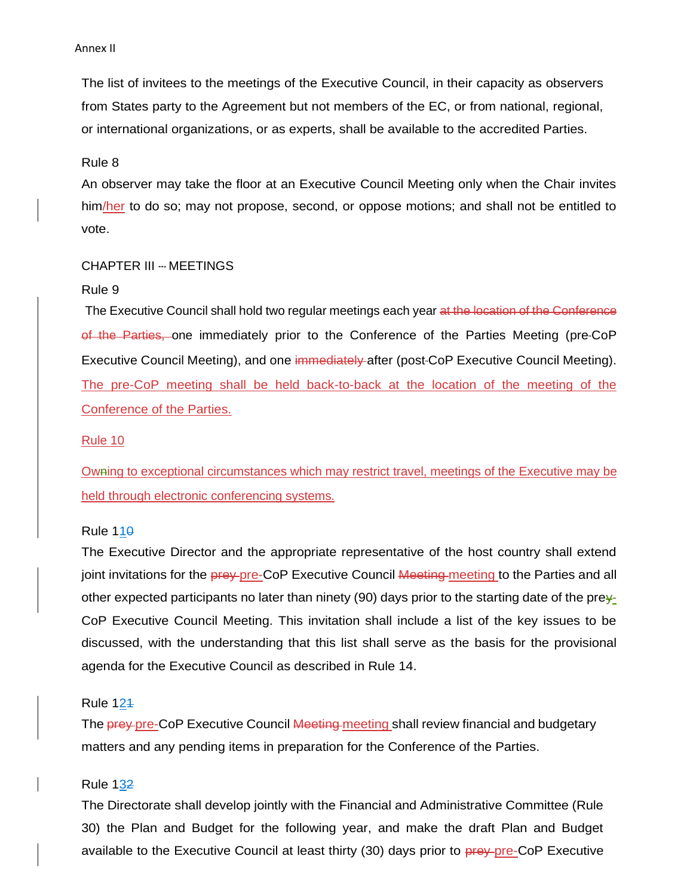The list of invitees to the meetings of the Executive Council, in their capacity as observers from States party to the Agreement but not members of the EC, or from national, regional, or international organizations, or as experts, shall be available to the accredited Parties.

Rule 8

An observer may take the floor at an Executive Council Meeting only when the Chair invites him/her to do so; may not propose, second, or oppose motions; and shall not be entitled to vote.

CHAPTER III – MEETINGS

Rule 9

The Executive Council shall hold two regular meetings each year ~~at the location of the Conference of the Parties,~~ one immediately prior to the Conference of the Parties Meeting (pre-CoP Executive Council Meeting), and one ~~immediately~~ after (post-CoP Executive Council Meeting). The pre-CoP meeting shall be held back-to-back at the location of the meeting of the Conference of the Parties.

Rule 10

Owning to exceptional circumstances which may restrict travel, meetings of the Executive may be held through electronic conferencing systems.

Rule 110

The Executive Director and the appropriate representative of the host country shall extend joint invitations for the ~~prey~~ pre-CoP Executive Council ~~Meeting~~ meeting to the Parties and all other expected participants no later than ninety (90) days prior to the starting date of the prey-CoP Executive Council Meeting. This invitation shall include a list of the key issues to be discussed, with the understanding that this list shall serve as the basis for the provisional agenda for the Executive Council as described in Rule 14.

Rule 121

The ~~prey~~ pre-CoP Executive Council ~~Meeting~~ meeting shall review financial and budgetary matters and any pending items in preparation for the Conference of the Parties.

Rule 132

The Directorate shall develop jointly with the Financial and Administrative Committee (Rule 30) the Plan and Budget for the following year, and make the draft Plan and Budget available to the Executive Council at least thirty (30) days prior to ~~prey~~ pre-CoP Executive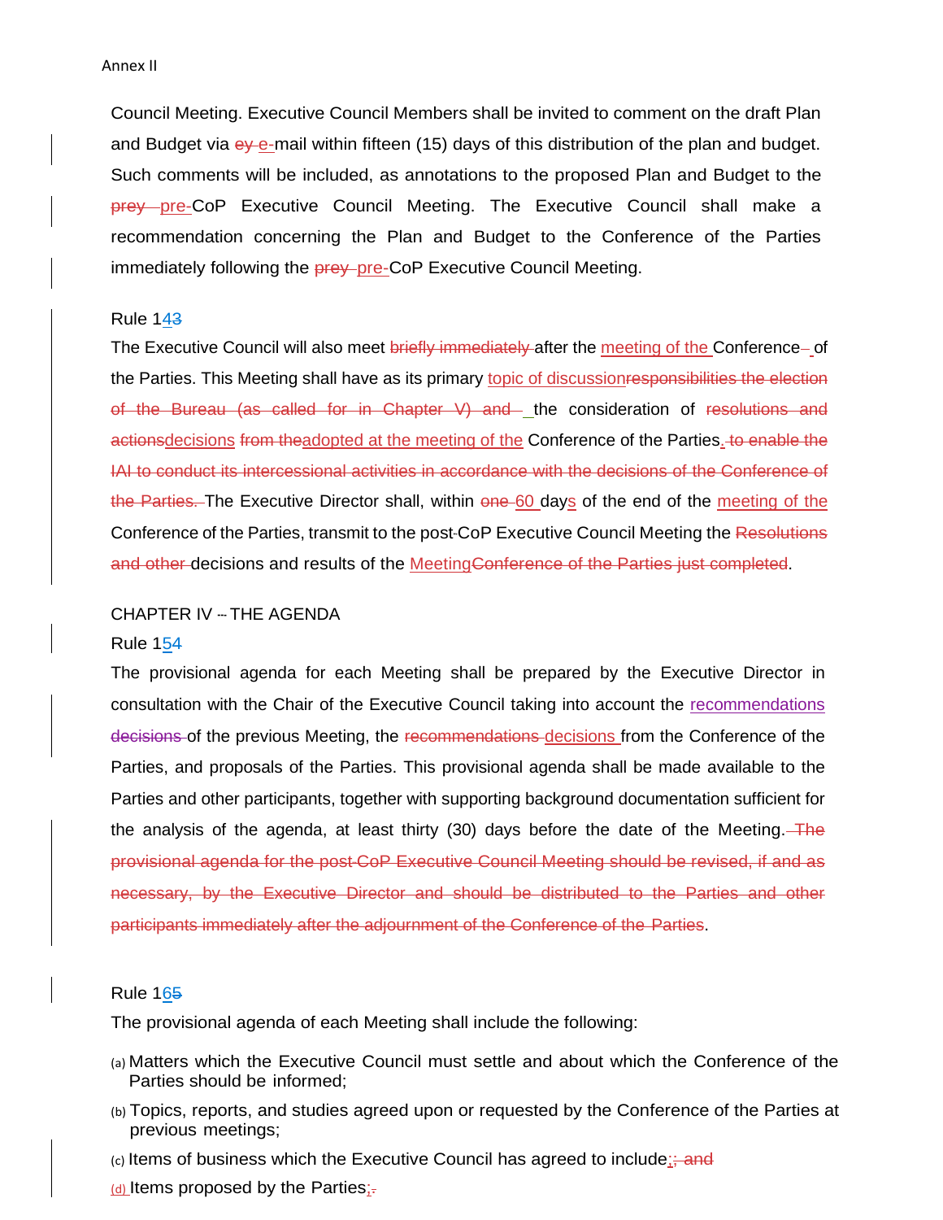Council Meeting. Executive Council Members shall be invited to comment on the draft Plan and Budget via ~~ey~~ e-mail within fifteen (15) days of this distribution of the plan and budget. Such comments will be included, as annotations to the proposed Plan and Budget to the ~~prey~~ pre-CoP Executive Council Meeting. The Executive Council shall make a recommendation concerning the Plan and Budget to the Conference of the Parties immediately following the ~~prey~~ pre-CoP Executive Council Meeting.

Rule 14~~3~~

The Executive Council will also meet ~~briefly immediately~~ after the meeting of the Conference of the Parties. This Meeting shall have as its primary topic of discussion~~responsibilities the election of the Bureau (as called for in Chapter V) and~~ the consideration of ~~resolutions and actions~~decisions ~~from the~~adopted at the meeting of the Conference of the Parties. ~~to enable the IAI to conduct its intercessional activities in accordance with the decisions of the Conference of the Parties.~~ The Executive Director shall, within ~~one~~ 60 days of the end of the meeting of the Conference of the Parties, transmit to the post-CoP Executive Council Meeting the ~~Resolutions and other~~ decisions and results of the Meeting~~Conference of the Parties just completed~~.

CHAPTER IV – THE AGENDA

Rule 15~~4~~

The provisional agenda for each Meeting shall be prepared by the Executive Director in consultation with the Chair of the Executive Council taking into account the recommendations ~~decisions~~ of the previous Meeting, the ~~recommendations~~ decisions from the Conference of the Parties, and proposals of the Parties. This provisional agenda shall be made available to the Parties and other participants, together with supporting background documentation sufficient for the analysis of the agenda, at least thirty (30) days before the date of the Meeting. ~~The provisional agenda for the post-CoP Executive Council Meeting should be revised, if and as necessary, by the Executive Director and should be distributed to the Parties and other participants immediately after the adjournment of the Conference of the Parties~~.

Rule 16~~5~~

The provisional agenda of each Meeting shall include the following:

(a) Matters which the Executive Council must settle and about which the Conference of the Parties should be informed;

(b) Topics, reports, and studies agreed upon or requested by the Conference of the Parties at previous meetings;

(c) Items of business which the Executive Council has agreed to include;~~; and~~

(d) Items proposed by the Parties;~~.~~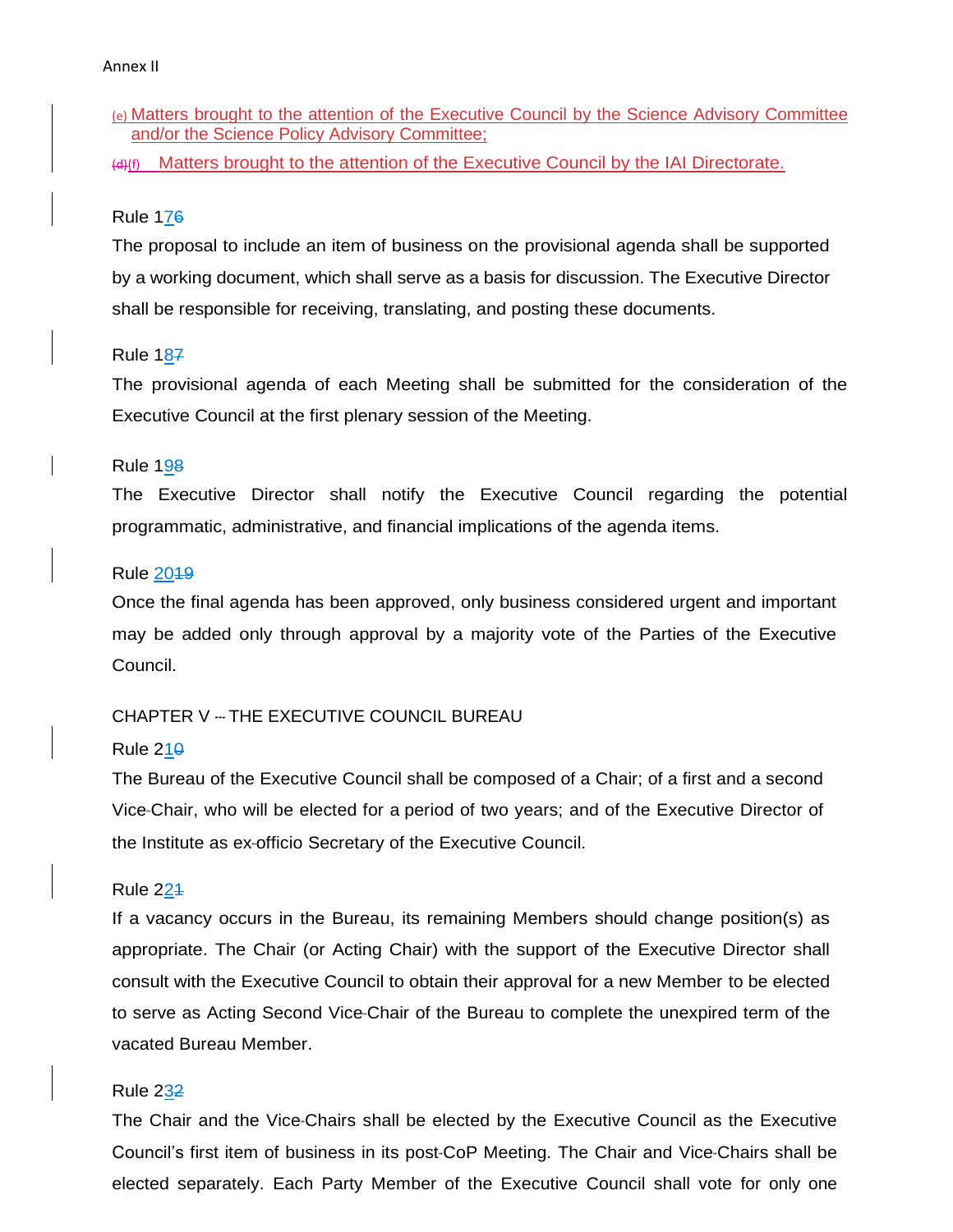(e) Matters brought to the attention of the Executive Council by the Science Advisory Committee and/or the Science Policy Advisory Committee;

~~(d)~~(f) Matters brought to the attention of the Executive Council by the IAI Directorate.

Rule 1~~6~~7

The proposal to include an item of business on the provisional agenda shall be supported by a working document, which shall serve as a basis for discussion. The Executive Director shall be responsible for receiving, translating, and posting these documents.

Rule 1~~7~~8

The provisional agenda of each Meeting shall be submitted for the consideration of the Executive Council at the first plenary session of the Meeting.

Rule 1~~8~~9

The Executive Director shall notify the Executive Council regarding the potential programmatic, administrative, and financial implications of the agenda items.

Rule ~~19~~20

Once the final agenda has been approved, only business considered urgent and important may be added only through approval by a majority vote of the Parties of the Executive Council.

CHAPTER V -- THE EXECUTIVE COUNCIL BUREAU

Rule 2~~0~~1

The Bureau of the Executive Council shall be composed of a Chair; of a first and a second Vice-Chair, who will be elected for a period of two years; and of the Executive Director of the Institute as ex-officio Secretary of the Executive Council.

Rule 2~~1~~2

If a vacancy occurs in the Bureau, its remaining Members should change position(s) as appropriate. The Chair (or Acting Chair) with the support of the Executive Director shall consult with the Executive Council to obtain their approval for a new Member to be elected to serve as Acting Second Vice-Chair of the Bureau to complete the unexpired term of the vacated Bureau Member.

Rule 2~~2~~3

The Chair and the Vice-Chairs shall be elected by the Executive Council as the Executive Council's first item of business in its post-CoP Meeting. The Chair and Vice-Chairs shall be elected separately. Each Party Member of the Executive Council shall vote for only one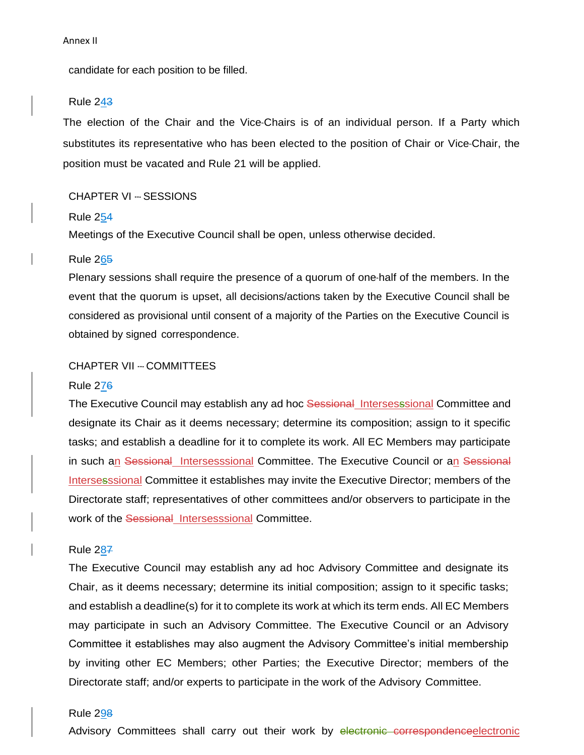candidate for each position to be filled.

Rule 2~~3~~4

The election of the Chair and the Vice-Chairs is of an individual person. If a Party which substitutes its representative who has been elected to the position of Chair or Vice-Chair, the position must be vacated and Rule 21 will be applied.

## CHAPTER VI --- SESSIONS

Rule 2~~4~~5

Meetings of the Executive Council shall be open, unless otherwise decided.

Rule 2~~5~~6

Plenary sessions shall require the presence of a quorum of one-half of the members. In the event that the quorum is upset, all decisions/actions taken by the Executive Council shall be considered as provisional until consent of a majority of the Parties on the Executive Council is obtained by signed correspondence.

## CHAPTER VII --- COMMITTEES

Rule 2~~6~~7

The Executive Council may establish any ad hoc ~~Sessional~~ Intersesssional Committee and designate its Chair as it deems necessary; determine its composition; assign to it specific tasks; and establish a deadline for it to complete its work. All EC Members may participate in such an ~~Sessional~~ Intersesssional Committee. The Executive Council or an ~~Sessional~~ Intersesssional Committee it establishes may invite the Executive Director; members of the Directorate staff; representatives of other committees and/or observers to participate in the work of the ~~Sessional~~ Intersesssional Committee.

Rule 2~~7~~8

The Executive Council may establish any ad hoc Advisory Committee and designate its Chair, as it deems necessary; determine its initial composition; assign to it specific tasks; and establish a deadline(s) for it to complete its work at which its term ends. All EC Members may participate in such an Advisory Committee. The Executive Council or an Advisory Committee it establishes may also augment the Advisory Committee's initial membership by inviting other EC Members; other Parties; the Executive Director; members of the Directorate staff; and/or experts to participate in the work of the Advisory Committee.

Rule 2~~8~~9

Advisory Committees shall carry out their work by ~~electronic correspondence~~electronic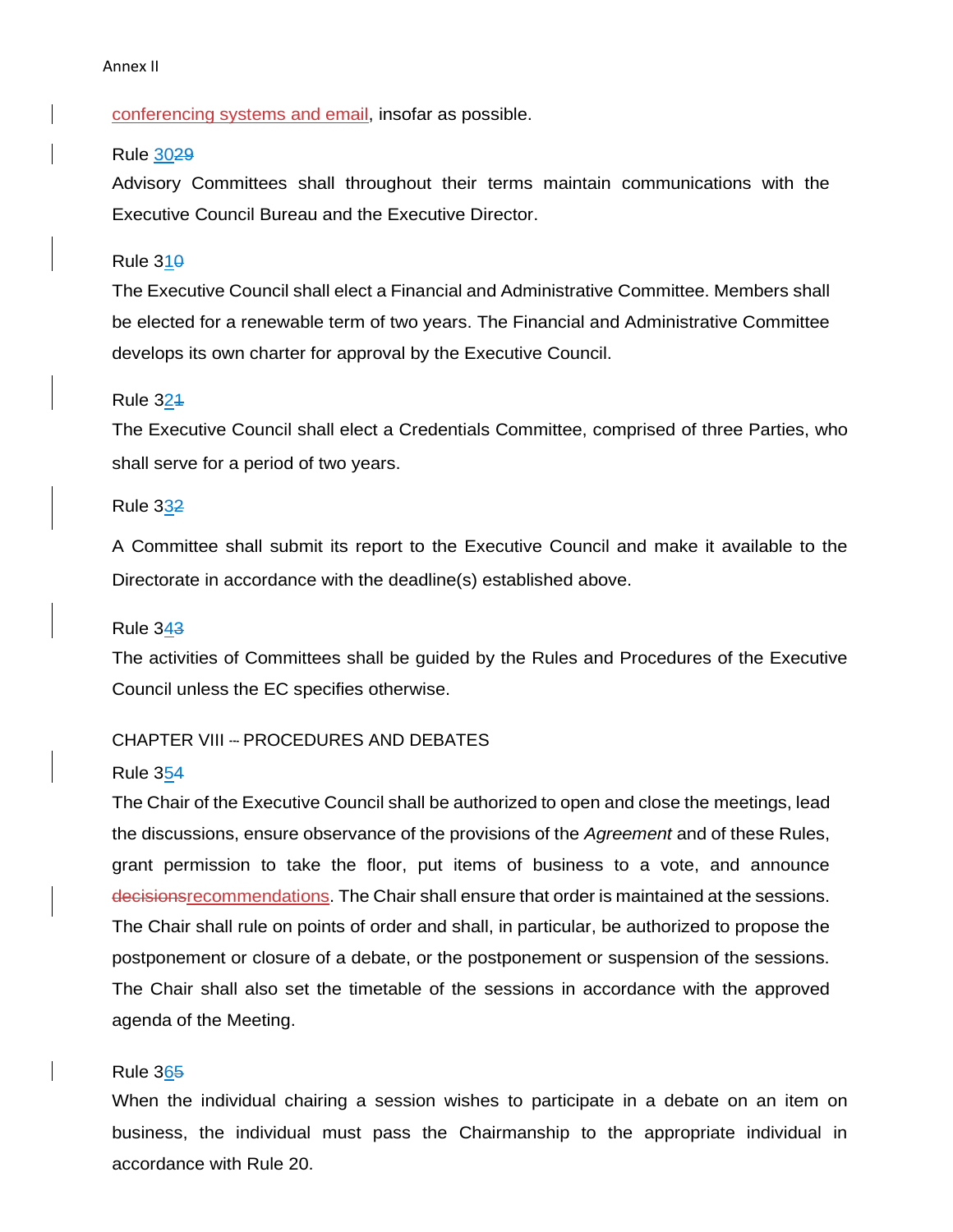conferencing systems and email, insofar as possible.

Rule 30~~29~~

Advisory Committees shall throughout their terms maintain communications with the Executive Council Bureau and the Executive Director.

Rule 31~~0~~

The Executive Council shall elect a Financial and Administrative Committee. Members shall be elected for a renewable term of two years. The Financial and Administrative Committee develops its own charter for approval by the Executive Council.

Rule 32~~1~~

The Executive Council shall elect a Credentials Committee, comprised of three Parties, who shall serve for a period of two years.

Rule 33~~2~~

A Committee shall submit its report to the Executive Council and make it available to the Directorate in accordance with the deadline(s) established above.

Rule 34~~3~~

The activities of Committees shall be guided by the Rules and Procedures of the Executive Council unless the EC specifies otherwise.

## CHAPTER VIII -- PROCEDURES AND DEBATES

Rule 35~~4~~

The Chair of the Executive Council shall be authorized to open and close the meetings, lead the discussions, ensure observance of the provisions of the *Agreement* and of these Rules, grant permission to take the floor, put items of business to a vote, and announce ~~decisions~~recommendations. The Chair shall ensure that order is maintained at the sessions. The Chair shall rule on points of order and shall, in particular, be authorized to propose the postponement or closure of a debate, or the postponement or suspension of the sessions. The Chair shall also set the timetable of the sessions in accordance with the approved agenda of the Meeting.

Rule 36~~5~~

When the individual chairing a session wishes to participate in a debate on an item on business, the individual must pass the Chairmanship to the appropriate individual in accordance with Rule 20.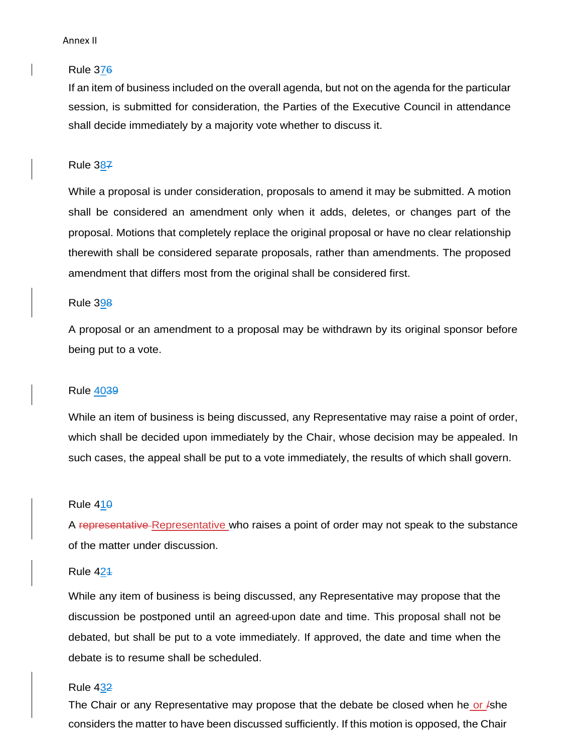Rule 37~~6~~

If an item of business included on the overall agenda, but not on the agenda for the particular session, is submitted for consideration, the Parties of the Executive Council in attendance shall decide immediately by a majority vote whether to discuss it.

Rule 38~~7~~

While a proposal is under consideration, proposals to amend it may be submitted. A motion shall be considered an amendment only when it adds, deletes, or changes part of the proposal. Motions that completely replace the original proposal or have no clear relationship therewith shall be considered separate proposals, rather than amendments. The proposed amendment that differs most from the original shall be considered first.

Rule 39~~8~~

A proposal or an amendment to a proposal may be withdrawn by its original sponsor before being put to a vote.

Rule 40~~39~~

While an item of business is being discussed, any Representative may raise a point of order, which shall be decided upon immediately by the Chair, whose decision may be appealed. In such cases, the appeal shall be put to a vote immediately, the results of which shall govern.

Rule 41~~0~~

A ~~representative~~ Representative who raises a point of order may not speak to the substance of the matter under discussion.

Rule 42~~1~~

While any item of business is being discussed, any Representative may propose that the discussion be postponed until an agreed-upon date and time. This proposal shall not be debated, but shall be put to a vote immediately. If approved, the date and time when the debate is to resume shall be scheduled.

Rule 43~~2~~

The Chair or any Representative may propose that the debate be closed when he or ~~/~~she considers the matter to have been discussed sufficiently. If this motion is opposed, the Chair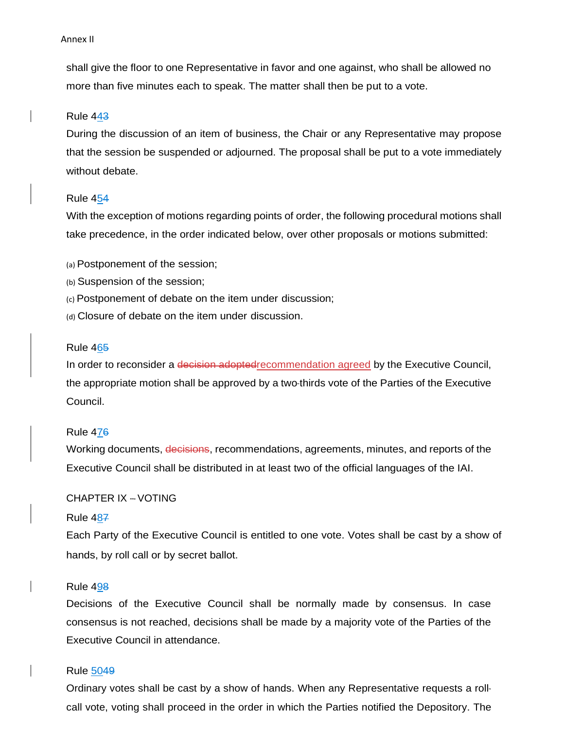shall give the floor to one Representative in favor and one against, who shall be allowed no more than five minutes each to speak. The matter shall then be put to a vote.

Rule 44~~3~~

During the discussion of an item of business, the Chair or any Representative may propose that the session be suspended or adjourned. The proposal shall be put to a vote immediately without debate.

Rule 45~~4~~

With the exception of motions regarding points of order, the following procedural motions shall take precedence, in the order indicated below, over other proposals or motions submitted:

(a) Postponement of the session;
(b) Suspension of the session;
(c) Postponement of debate on the item under discussion;
(d) Closure of debate on the item under discussion.

Rule 46~~5~~

In order to reconsider a ~~decision adopted~~recommendation agreed by the Executive Council, the appropriate motion shall be approved by a two-thirds vote of the Parties of the Executive Council.

Rule 47~~6~~

Working documents, ~~decisions~~, recommendations, agreements, minutes, and reports of the Executive Council shall be distributed in at least two of the official languages of the IAI.

CHAPTER IX -- VOTING

Rule 48~~7~~

Each Party of the Executive Council is entitled to one vote. Votes shall be cast by a show of hands, by roll call or by secret ballot.

Rule 49~~8~~

Decisions of the Executive Council shall be normally made by consensus. In case consensus is not reached, decisions shall be made by a majority vote of the Parties of the Executive Council in attendance.

Rule 50~~49~~

Ordinary votes shall be cast by a show of hands. When any Representative requests a roll-call vote, voting shall proceed in the order in which the Parties notified the Depository. The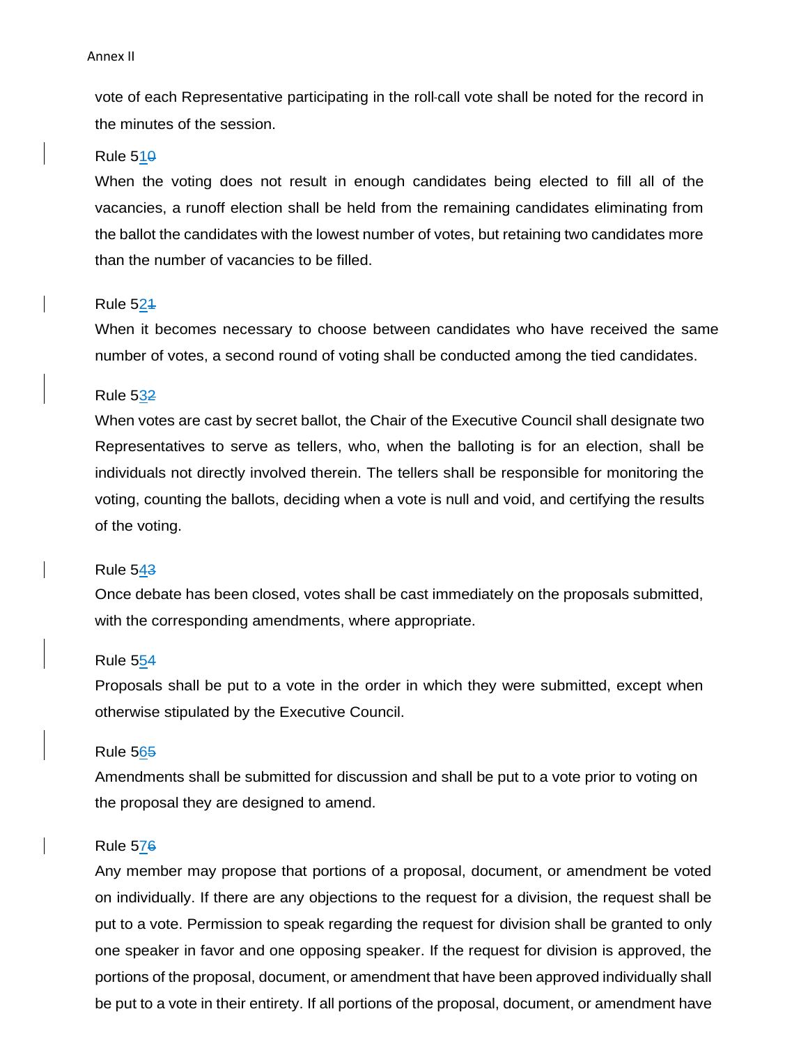vote of each Representative participating in the roll-call vote shall be noted for the record in the minutes of the session.

Rule 51~~0~~

When the voting does not result in enough candidates being elected to fill all of the vacancies, a runoff election shall be held from the remaining candidates eliminating from the ballot the candidates with the lowest number of votes, but retaining two candidates more than the number of vacancies to be filled.

Rule 52~~1~~

When it becomes necessary to choose between candidates who have received the same number of votes, a second round of voting shall be conducted among the tied candidates.

Rule 53~~2~~

When votes are cast by secret ballot, the Chair of the Executive Council shall designate two Representatives to serve as tellers, who, when the balloting is for an election, shall be individuals not directly involved therein. The tellers shall be responsible for monitoring the voting, counting the ballots, deciding when a vote is null and void, and certifying the results of the voting.

Rule 54~~3~~

Once debate has been closed, votes shall be cast immediately on the proposals submitted, with the corresponding amendments, where appropriate.

Rule 55~~4~~

Proposals shall be put to a vote in the order in which they were submitted, except when otherwise stipulated by the Executive Council.

Rule 56~~5~~

Amendments shall be submitted for discussion and shall be put to a vote prior to voting on the proposal they are designed to amend.

Rule 57~~6~~

Any member may propose that portions of a proposal, document, or amendment be voted on individually. If there are any objections to the request for a division, the request shall be put to a vote. Permission to speak regarding the request for division shall be granted to only one speaker in favor and one opposing speaker. If the request for division is approved, the portions of the proposal, document, or amendment that have been approved individually shall be put to a vote in their entirety. If all portions of the proposal, document, or amendment have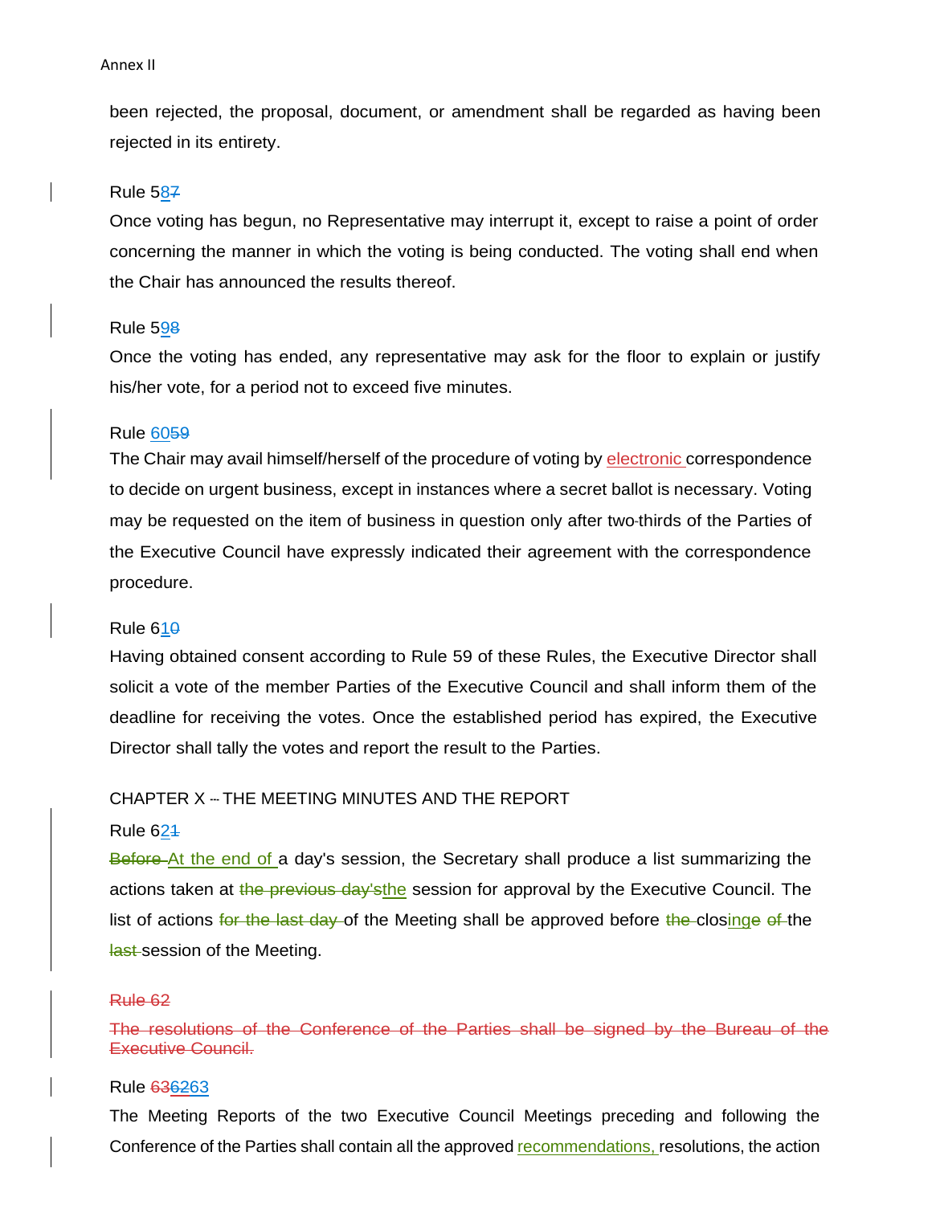been rejected, the proposal, document, or amendment shall be regarded as having been rejected in its entirety.

Rule 5~~7~~8

Once voting has begun, no Representative may interrupt it, except to raise a point of order concerning the manner in which the voting is being conducted. The voting shall end when the Chair has announced the results thereof.

Rule 5~~8~~9

Once the voting has ended, any representative may ask for the floor to explain or justify his/her vote, for a period not to exceed five minutes.

Rule ~~59~~60

The Chair may avail himself/herself of the procedure of voting by electronic correspondence to decide on urgent business, except in instances where a secret ballot is necessary. Voting may be requested on the item of business in question only after two-thirds of the Parties of the Executive Council have expressly indicated their agreement with the correspondence procedure.

Rule 6~~0~~1

Having obtained consent according to Rule 59 of these Rules, the Executive Director shall solicit a vote of the member Parties of the Executive Council and shall inform them of the deadline for receiving the votes. Once the established period has expired, the Executive Director shall tally the votes and report the result to the Parties.

CHAPTER X – THE MEETING MINUTES AND THE REPORT

Rule 6~~1~~2

~~Before~~ At the end of a day's session, the Secretary shall produce a list summarizing the actions taken at ~~the previous day's~~the session for approval by the Executive Council. The list of actions ~~for the last day~~ of the Meeting shall be approved before ~~the~~ clos~~e~~ing ~~of~~ the ~~last~~ session of the Meeting.

~~Rule 62~~

~~The resolutions of the Conference of the Parties shall be signed by the Bureau of the Executive Council.~~

Rule ~~63~~~~62~~63

The Meeting Reports of the two Executive Council Meetings preceding and following the Conference of the Parties shall contain all the approved recommendations, resolutions, the action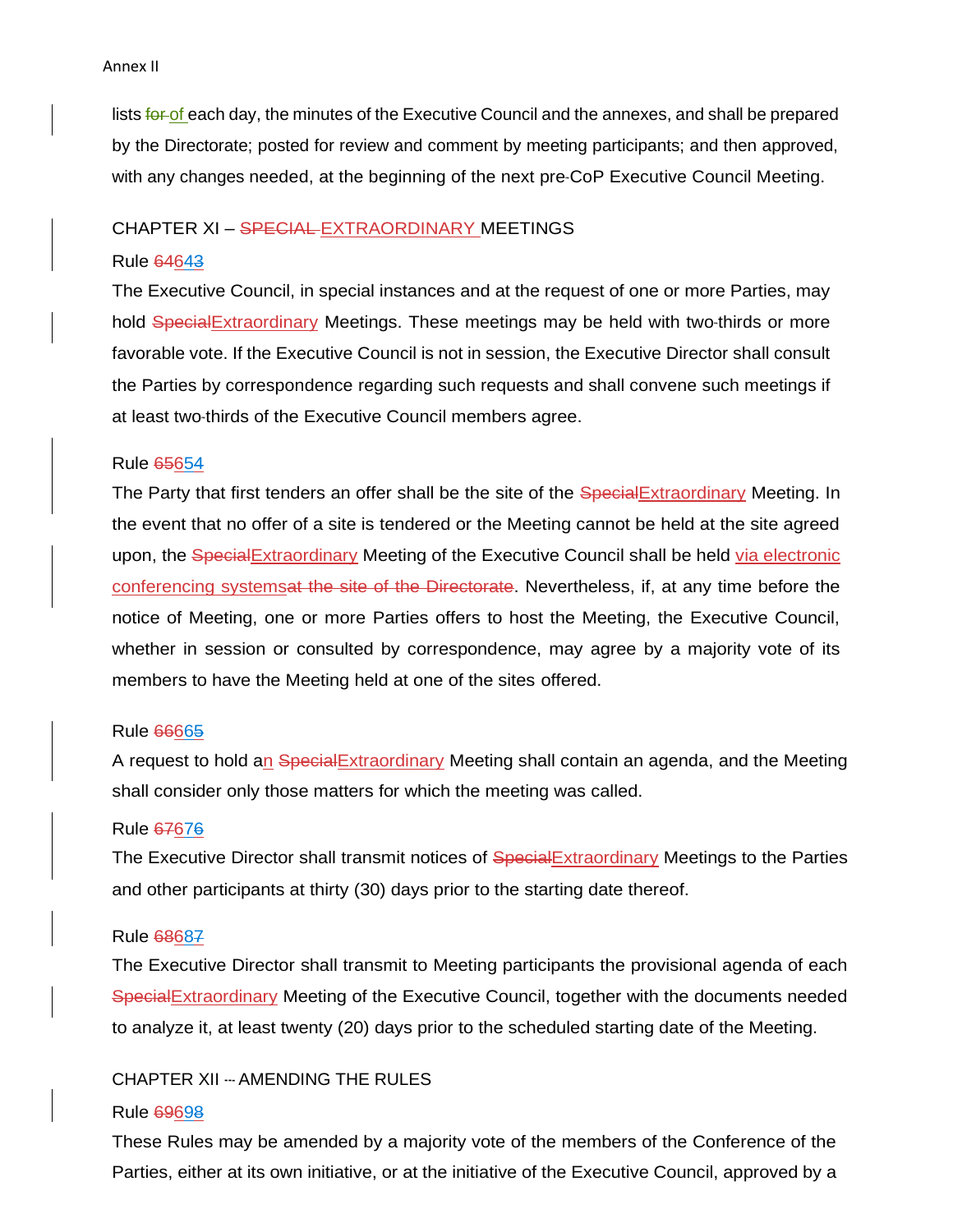lists for of each day, the minutes of the Executive Council and the annexes, and shall be prepared by the Directorate; posted for review and comment by meeting participants; and then approved, with any changes needed, at the beginning of the next pre-CoP Executive Council Meeting.

CHAPTER XI – ~~SPECIAL~~ EXTRAORDINARY MEETINGS

Rule ~~64~~643

The Executive Council, in special instances and at the request of one or more Parties, may hold ~~Special~~Extraordinary Meetings. These meetings may be held with two-thirds or more favorable vote. If the Executive Council is not in session, the Executive Director shall consult the Parties by correspondence regarding such requests and shall convene such meetings if at least two-thirds of the Executive Council members agree.

Rule ~~65~~654

The Party that first tenders an offer shall be the site of the ~~Special~~Extraordinary Meeting. In the event that no offer of a site is tendered or the Meeting cannot be held at the site agreed upon, the ~~Special~~Extraordinary Meeting of the Executive Council shall be held via electronic conferencing systems~~at the site of the Directorate~~. Nevertheless, if, at any time before the notice of Meeting, one or more Parties offers to host the Meeting, the Executive Council, whether in session or consulted by correspondence, may agree by a majority vote of its members to have the Meeting held at one of the sites offered.

Rule ~~66~~665

A request to hold an ~~Special~~Extraordinary Meeting shall contain an agenda, and the Meeting shall consider only those matters for which the meeting was called.

Rule ~~67~~676

The Executive Director shall transmit notices of ~~Special~~Extraordinary Meetings to the Parties and other participants at thirty (30) days prior to the starting date thereof.

Rule ~~68~~687

The Executive Director shall transmit to Meeting participants the provisional agenda of each ~~Special~~Extraordinary Meeting of the Executive Council, together with the documents needed to analyze it, at least twenty (20) days prior to the scheduled starting date of the Meeting.

CHAPTER XII – AMENDING THE RULES

Rule ~~69~~698

These Rules may be amended by a majority vote of the members of the Conference of the Parties, either at its own initiative, or at the initiative of the Executive Council, approved by a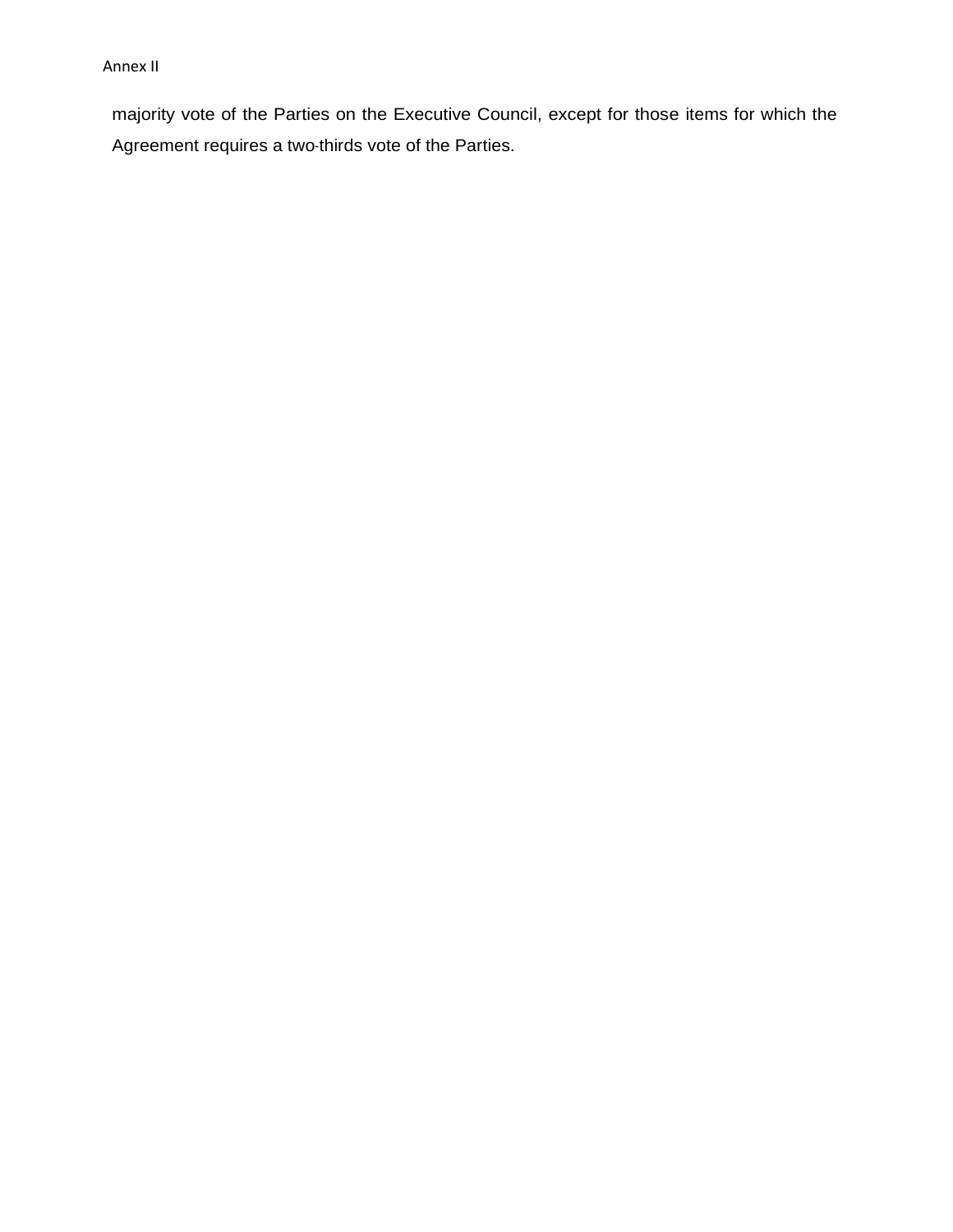majority vote of the Parties on the Executive Council, except for those items for which the Agreement requires a two-thirds vote of the Parties.